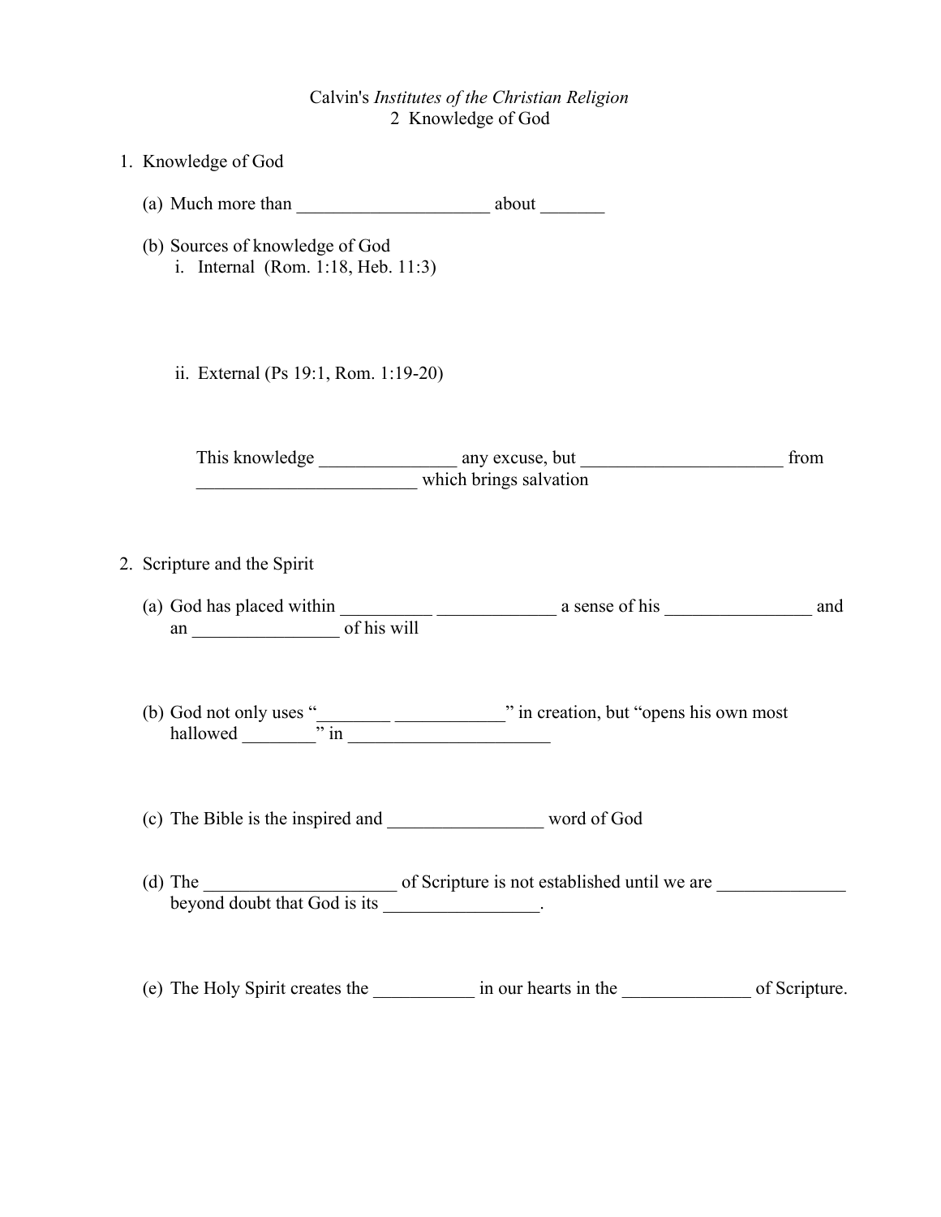Calvin's *Institutes of the Christian Religion*
2 Knowledge of God

1. Knowledge of God

   (a) Much more than _____________________ about _______

   (b) Sources of knowledge of God
      i. Internal (Rom. 1:18, Heb. 11:3)

      ii. External (Ps 19:1, Rom. 1:19-20)

      This knowledge _______________ any excuse, but ______________________ from ________________________ which brings salvation

2. Scripture and the Spirit

   (a) God has placed within __________ _____________ a sense of his ________________ and an ________________ of his will

   (b) God not only uses "________ ____________" in creation, but "opens his own most hallowed ________" in ______________________

   (c) The Bible is the inspired and _________________ word of God

   (d) The _____________________ of Scripture is not established until we are ______________ beyond doubt that God is its _________________.

   (e) The Holy Spirit creates the ___________ in our hearts in the ______________ of Scripture.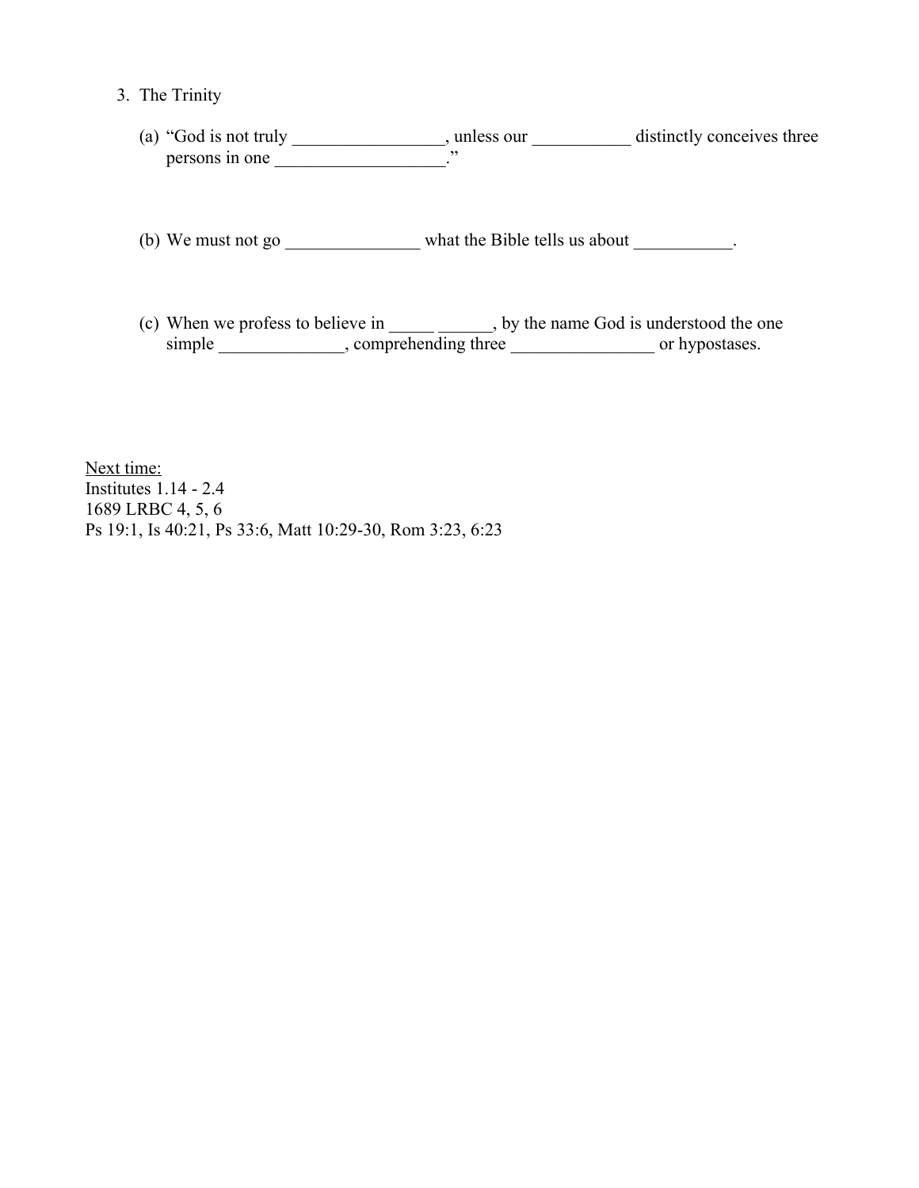3. The Trinity

   (a) “God is not truly _________________, unless our ___________ distinctly conceives three persons in one ___________________.”

   (b) We must not go _______________ what the Bible tells us about ___________.

   (c) When we profess to believe in _____ ______, by the name God is understood the one simple ______________, comprehending three ________________ or hypostases.

<u>Next time:</u>
Institutes 1.14 - 2.4
1689 LRBC 4, 5, 6
Ps 19:1, Is 40:21, Ps 33:6, Matt 10:29-30, Rom 3:23, 6:23